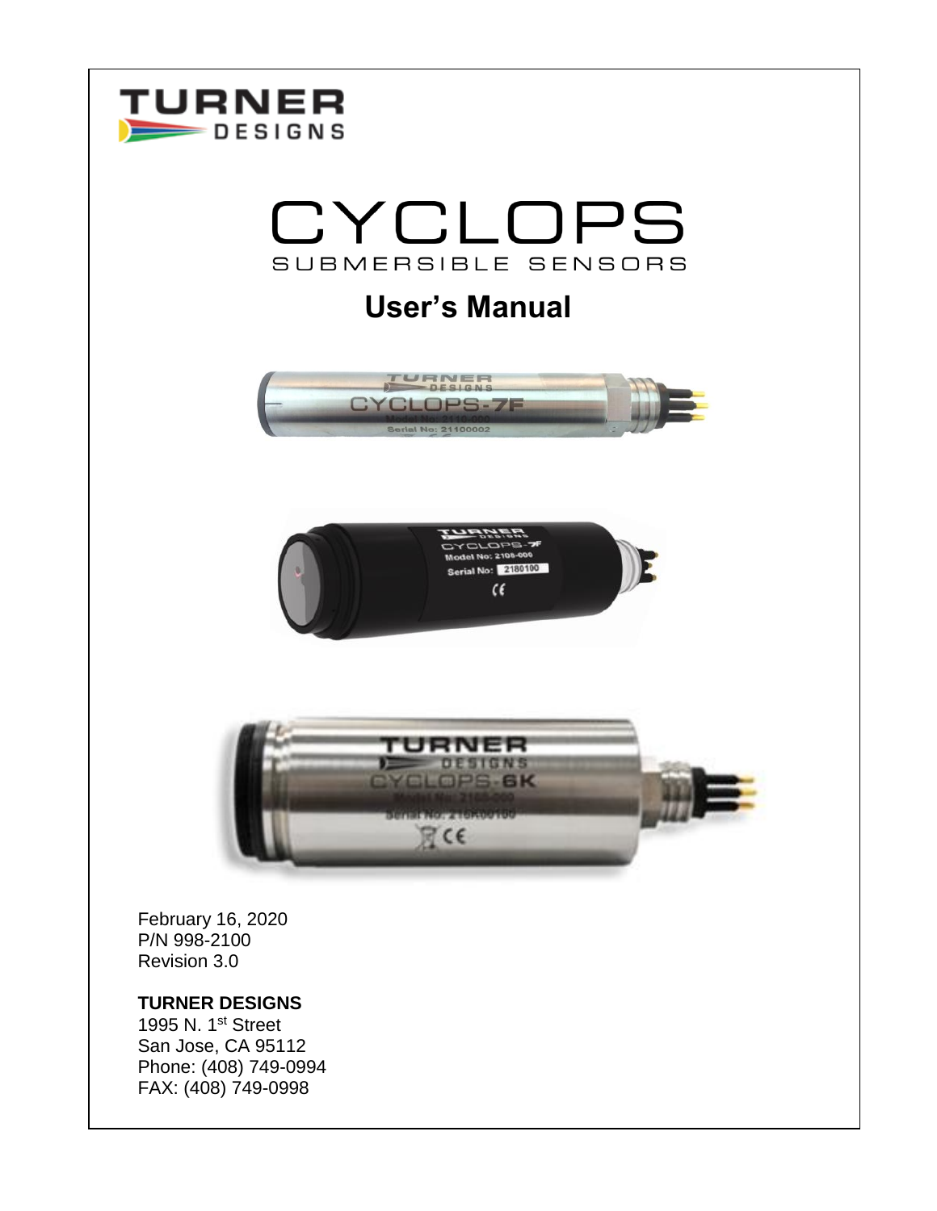TURNER DESIGNS

# CYCLOPS

## SUBMERSIBLE SENSORS

# User's Manual

February 16, 2020
P/N 998-2100
Revision 3.0

**TURNER DESIGNS**
1995 N. 1st Street
San Jose, CA 95112
Phone: (408) 749-0994
FAX: (408) 749-0998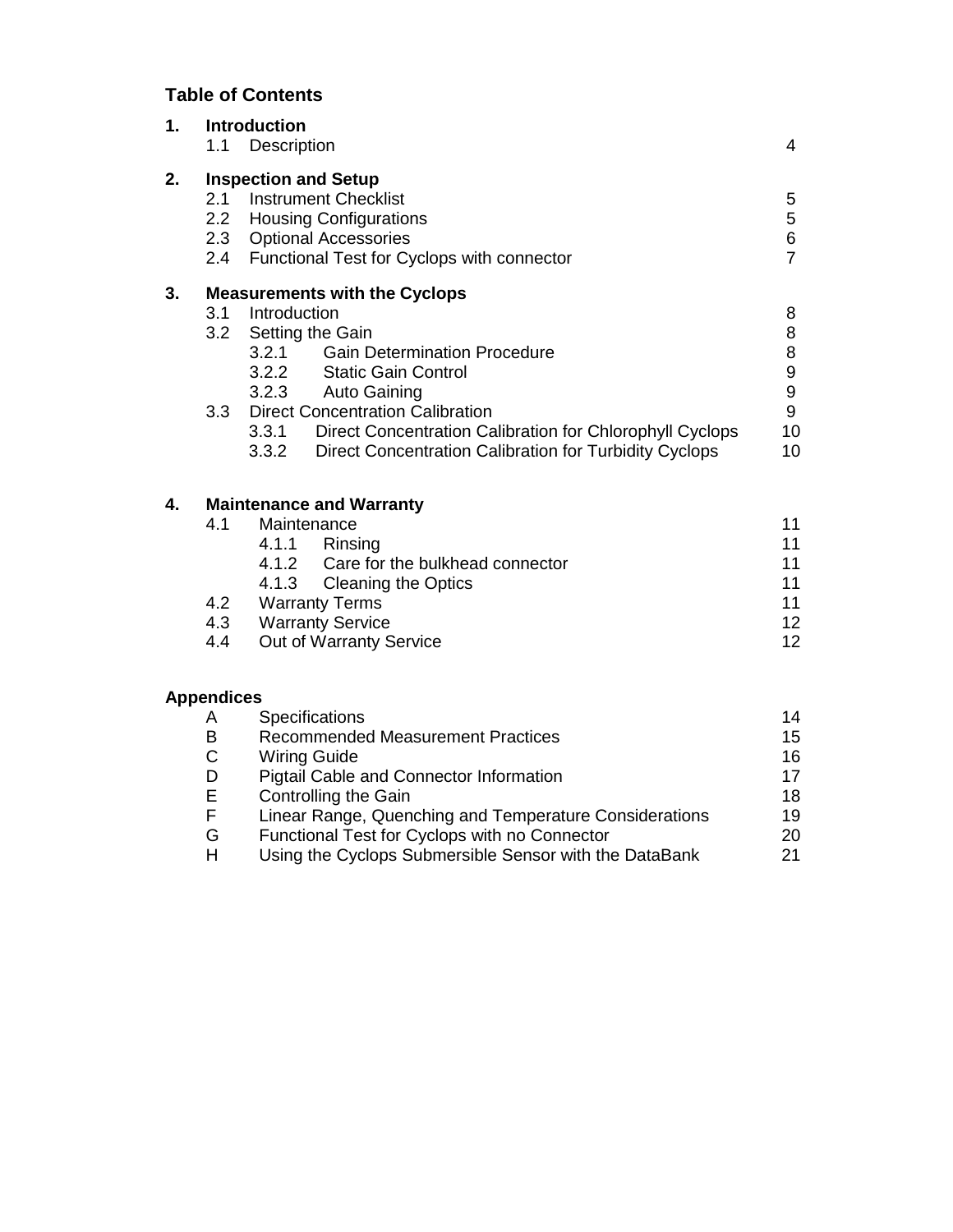## Table of Contents

| | | |
|---|---|---|
| **1.** | **Introduction** | |
| | 1.1 Description | 4 |
| **2.** | **Inspection and Setup** | |
| | 2.1 Instrument Checklist | 5 |
| | 2.2 Housing Configurations | 5 |
| | 2.3 Optional Accessories | 6 |
| | 2.4 Functional Test for Cyclops with connector | 7 |
| **3.** | **Measurements with the Cyclops** | |
| | 3.1 Introduction | 8 |
| | 3.2 Setting the Gain | 8 |
| | 3.2.1 Gain Determination Procedure | 8 |
| | 3.2.2 Static Gain Control | 9 |
| | 3.2.3 Auto Gaining | 9 |
| | 3.3 Direct Concentration Calibration | 9 |
| | 3.3.1 Direct Concentration Calibration for Chlorophyll Cyclops | 10 |
| | 3.3.2 Direct Concentration Calibration for Turbidity Cyclops | 10 |
| **4.** | **Maintenance and Warranty** | |
| | 4.1 Maintenance | 11 |
| | 4.1.1 Rinsing | 11 |
| | 4.1.2 Care for the bulkhead connector | 11 |
| | 4.1.3 Cleaning the Optics | 11 |
| | 4.2 Warranty Terms | 11 |
| | 4.3 Warranty Service | 12 |
| | 4.4 Out of Warranty Service | 12 |

**Appendices**

| | | |
|---|---|---|
| A | Specifications | 14 |
| B | Recommended Measurement Practices | 15 |
| C | Wiring Guide | 16 |
| D | Pigtail Cable and Connector Information | 17 |
| E | Controlling the Gain | 18 |
| F | Linear Range, Quenching and Temperature Considerations | 19 |
| G | Functional Test for Cyclops with no Connector | 20 |
| H | Using the Cyclops Submersible Sensor with the DataBank | 21 |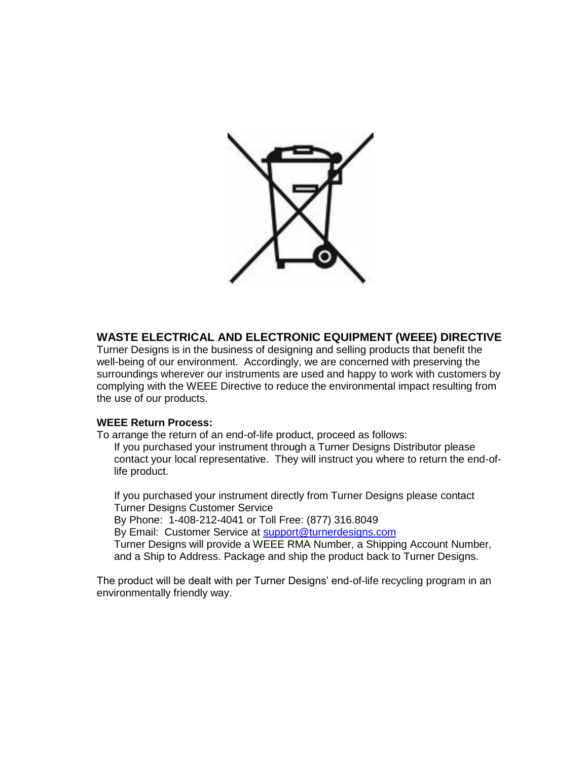## WASTE ELECTRICAL AND ELECTRONIC EQUIPMENT (WEEE) DIRECTIVE

Turner Designs is in the business of designing and selling products that benefit the well-being of our environment. Accordingly, we are concerned with preserving the surroundings wherever our instruments are used and happy to work with customers by complying with the WEEE Directive to reduce the environmental impact resulting from the use of our products.

**WEEE Return Process:**

To arrange the return of an end-of-life product, proceed as follows:

If you purchased your instrument through a Turner Designs Distributor please contact your local representative. They will instruct you where to return the end-of-life product.

If you purchased your instrument directly from Turner Designs please contact Turner Designs Customer Service
By Phone: 1-408-212-4041 or Toll Free: (877) 316.8049
By Email: Customer Service at support@turnerdesigns.com
Turner Designs will provide a WEEE RMA Number, a Shipping Account Number, and a Ship to Address. Package and ship the product back to Turner Designs.

The product will be dealt with per Turner Designs' end-of-life recycling program in an environmentally friendly way.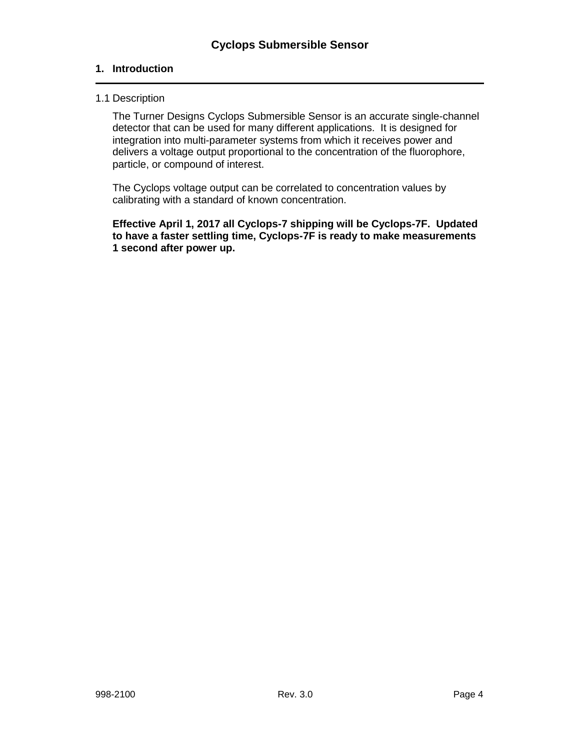# Cyclops Submersible Sensor

## 1. Introduction

### 1.1 Description

The Turner Designs Cyclops Submersible Sensor is an accurate single-channel detector that can be used for many different applications. It is designed for integration into multi-parameter systems from which it receives power and delivers a voltage output proportional to the concentration of the fluorophore, particle, or compound of interest.

The Cyclops voltage output can be correlated to concentration values by calibrating with a standard of known concentration.

**Effective April 1, 2017 all Cyclops-7 shipping will be Cyclops-7F. Updated to have a faster settling time, Cyclops-7F is ready to make measurements 1 second after power up.**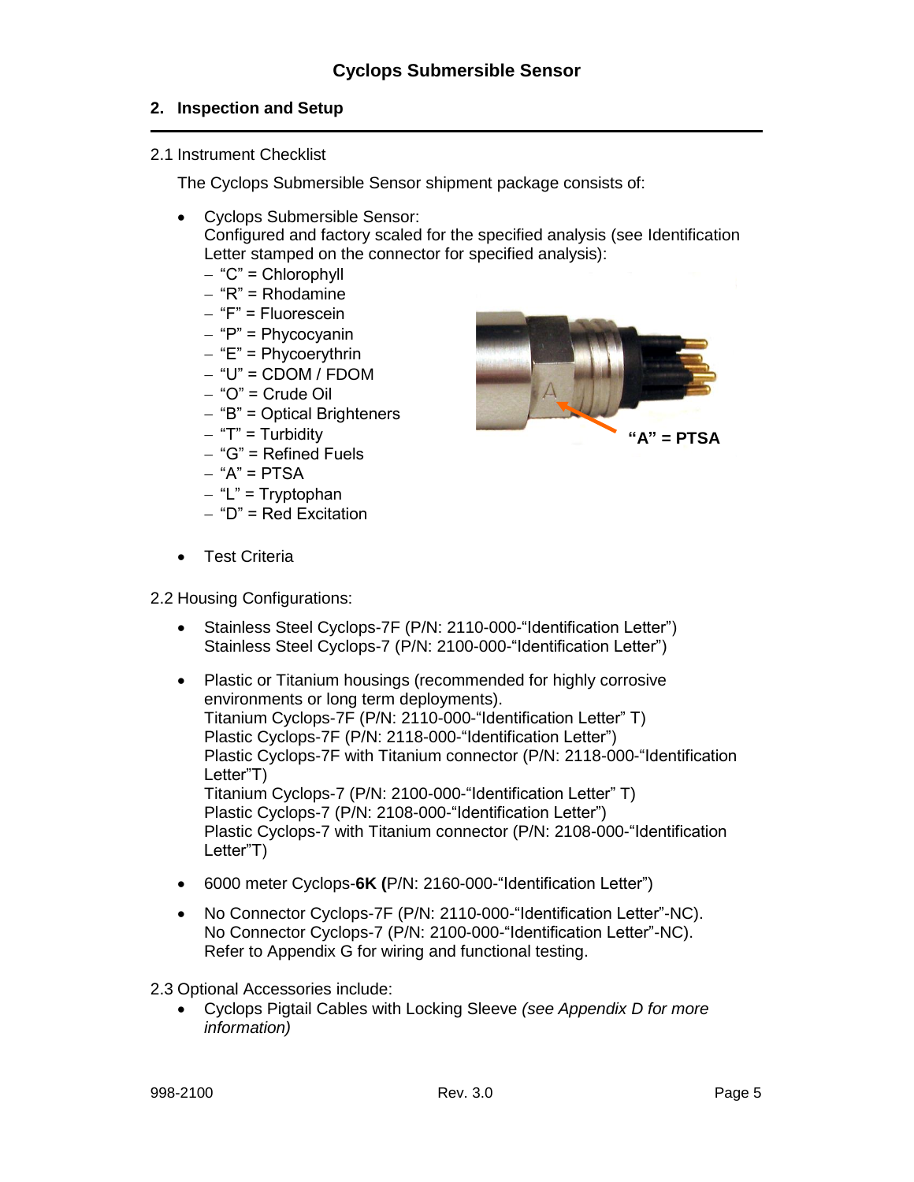## 2. Inspection and Setup

2.1 Instrument Checklist

The Cyclops Submersible Sensor shipment package consists of:

- Cyclops Submersible Sensor:
  Configured and factory scaled for the specified analysis (see Identification Letter stamped on the connector for specified analysis):
  - "C" = Chlorophyll
  - "R" = Rhodamine
  - "F" = Fluorescein
  - "P" = Phycocyanin
  - "E" = Phycoerythrin
  - "U" = CDOM / FDOM
  - "O" = Crude Oil
  - "B" = Optical Brighteners
  - "T" = Turbidity
  - "G" = Refined Fuels
  - "A" = PTSA
  - "L" = Tryptophan
  - "D" = Red Excitation

**"A" = PTSA**

- Test Criteria

2.2 Housing Configurations:

- Stainless Steel Cyclops-7F (P/N: 2110-000-"Identification Letter")
  Stainless Steel Cyclops-7 (P/N: 2100-000-"Identification Letter")

- Plastic or Titanium housings (recommended for highly corrosive environments or long term deployments).
  Titanium Cyclops-7F (P/N: 2110-000-"Identification Letter" T)
  Plastic Cyclops-7F (P/N: 2118-000-"Identification Letter")
  Plastic Cyclops-7F with Titanium connector (P/N: 2118-000-"Identification Letter"T)
  Titanium Cyclops-7 (P/N: 2100-000-"Identification Letter" T)
  Plastic Cyclops-7 (P/N: 2108-000-"Identification Letter")
  Plastic Cyclops-7 with Titanium connector (P/N: 2108-000-"Identification Letter"T)

- 6000 meter Cyclops-**6K (**P/N: 2160-000-"Identification Letter")

- No Connector Cyclops-7F (P/N: 2110-000-"Identification Letter"-NC).
  No Connector Cyclops-7 (P/N: 2100-000-"Identification Letter"-NC).
  Refer to Appendix G for wiring and functional testing.

2.3 Optional Accessories include:

- Cyclops Pigtail Cables with Locking Sleeve *(see Appendix D for more information)*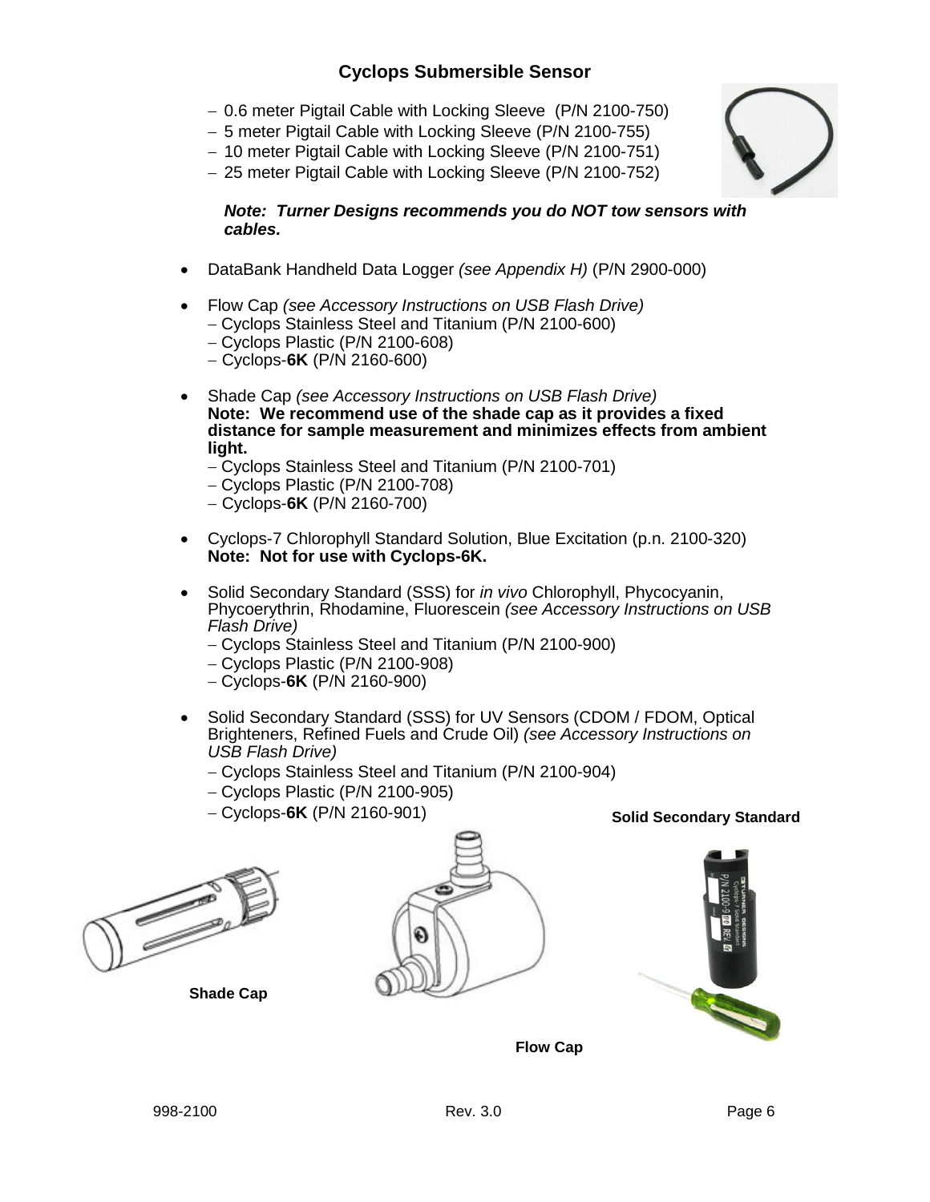# Cyclops Submersible Sensor

- 0.6 meter Pigtail Cable with Locking Sleeve (P/N 2100-750)
- 5 meter Pigtail Cable with Locking Sleeve (P/N 2100-755)
- 10 meter Pigtail Cable with Locking Sleeve (P/N 2100-751)
- 25 meter Pigtail Cable with Locking Sleeve (P/N 2100-752)

***Note: Turner Designs recommends you do NOT tow sensors with cables.***

- DataBank Handheld Data Logger *(see Appendix H)* (P/N 2900-000)

- Flow Cap *(see Accessory Instructions on USB Flash Drive)*
  - Cyclops Stainless Steel and Titanium (P/N 2100-600)
  - Cyclops Plastic (P/N 2100-608)
  - Cyclops-**6K** (P/N 2160-600)

- Shade Cap *(see Accessory Instructions on USB Flash Drive)*
  **Note: We recommend use of the shade cap as it provides a fixed distance for sample measurement and minimizes effects from ambient light.**
  - Cyclops Stainless Steel and Titanium (P/N 2100-701)
  - Cyclops Plastic (P/N 2100-708)
  - Cyclops-**6K** (P/N 2160-700)

- Cyclops-7 Chlorophyll Standard Solution, Blue Excitation (p.n. 2100-320)
  **Note: Not for use with Cyclops-6K.**

- Solid Secondary Standard (SSS) for *in vivo* Chlorophyll, Phycocyanin, Phycoerythrin, Rhodamine, Fluorescein *(see Accessory Instructions on USB Flash Drive)*
  - Cyclops Stainless Steel and Titanium (P/N 2100-900)
  - Cyclops Plastic (P/N 2100-908)
  - Cyclops-**6K** (P/N 2160-900)

- Solid Secondary Standard (SSS) for UV Sensors (CDOM / FDOM, Optical Brighteners, Refined Fuels and Crude Oil) *(see Accessory Instructions on USB Flash Drive)*
  - Cyclops Stainless Steel and Titanium (P/N 2100-904)
  - Cyclops Plastic (P/N 2100-905)
  - Cyclops-**6K** (P/N 2160-901)

**Solid Secondary Standard**

**Shade Cap**

**Flow Cap**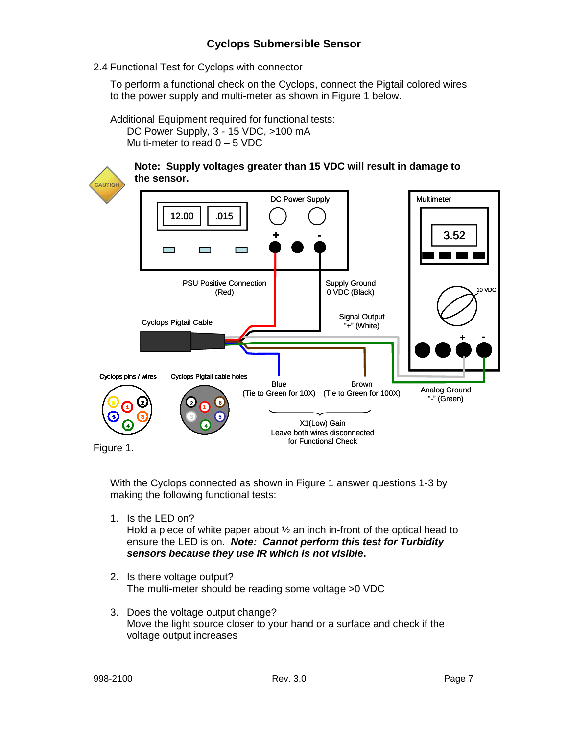2.4 Functional Test for Cyclops with connector

To perform a functional check on the Cyclops, connect the Pigtail colored wires to the power supply and multi-meter as shown in Figure 1 below.

Additional Equipment required for functional tests:
DC Power Supply, 3 - 15 VDC, >100 mA
Multi-meter to read 0 – 5 VDC

**Note: Supply voltages greater than 15 VDC will result in damage to the sensor.**

DC Power Supply
12.00 .015
+ -

Multimeter
3.52
10 VDC
+ -

PSU Positive Connection (Red)

Supply Ground 0 VDC (Black)

Signal Output "+" (White)

Cyclops Pigtail Cable

Analog Ground "-" (Green)

Blue (Tie to Green for 10X)

Brown (Tie to Green for 100X)

X1(Low) Gain
Leave both wires disconnected for Functional Check

Cyclops pins / wires

Cyclops Pigtail cable holes

Figure 1.

With the Cyclops connected as shown in Figure 1 answer questions 1-3 by making the following functional tests:

1. Is the LED on?
   Hold a piece of white paper about ½ an inch in-front of the optical head to ensure the LED is on. ***Note: Cannot perform this test for Turbidity sensors because they use IR which is not visible*.**

2. Is there voltage output?
   The multi-meter should be reading some voltage >0 VDC

3. Does the voltage output change?
   Move the light source closer to your hand or a surface and check if the voltage output increases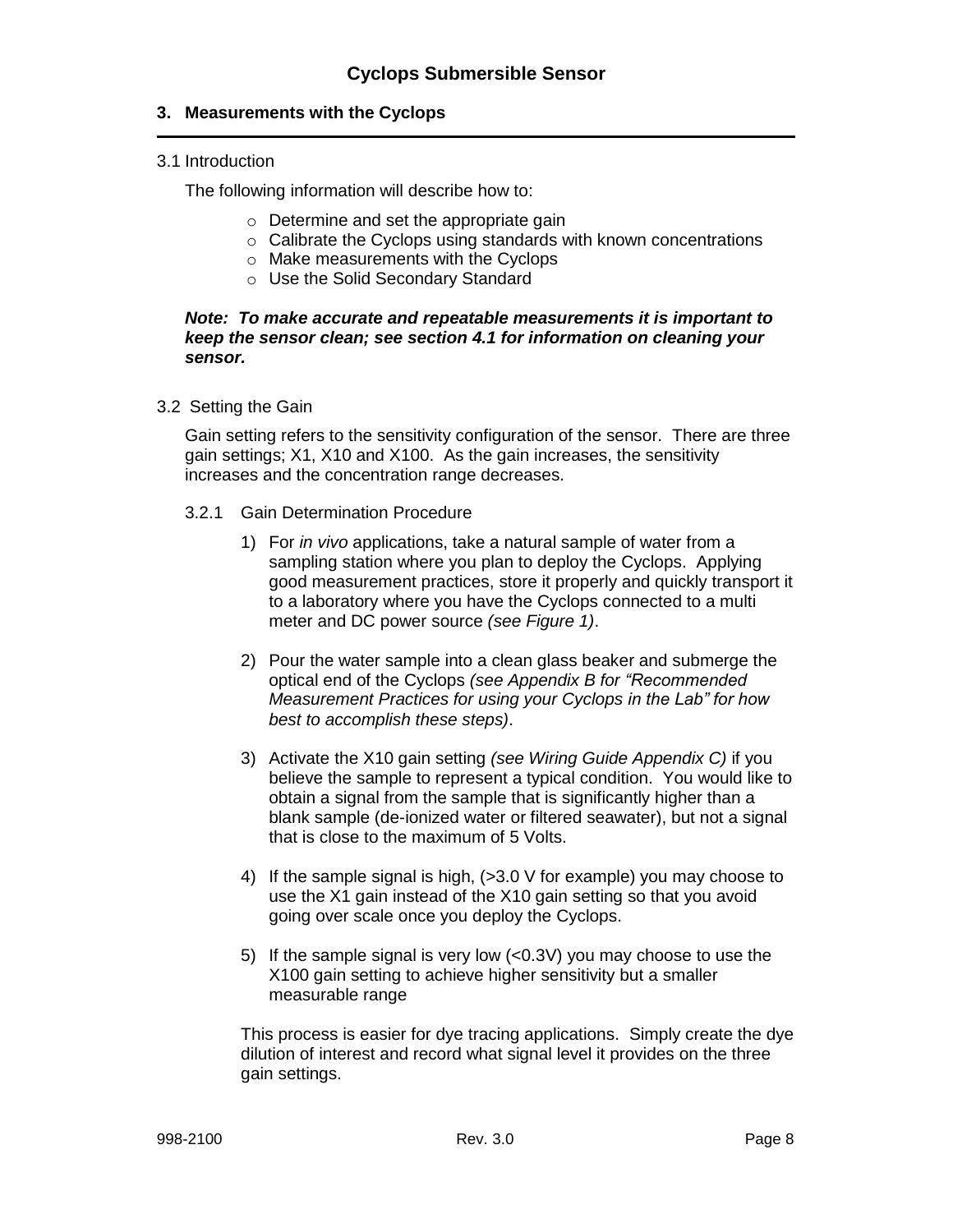## 3. Measurements with the Cyclops

### 3.1 Introduction

The following information will describe how to:

- Determine and set the appropriate gain
- Calibrate the Cyclops using standards with known concentrations
- Make measurements with the Cyclops
- Use the Solid Secondary Standard

***Note: To make accurate and repeatable measurements it is important to keep the sensor clean; see section 4.1 for information on cleaning your sensor.***

### 3.2 Setting the Gain

Gain setting refers to the sensitivity configuration of the sensor. There are three gain settings; X1, X10 and X100. As the gain increases, the sensitivity increases and the concentration range decreases.

#### 3.2.1 Gain Determination Procedure

1) For *in vivo* applications, take a natural sample of water from a sampling station where you plan to deploy the Cyclops. Applying good measurement practices, store it properly and quickly transport it to a laboratory where you have the Cyclops connected to a multi meter and DC power source *(see Figure 1)*.

2) Pour the water sample into a clean glass beaker and submerge the optical end of the Cyclops *(see Appendix B for "Recommended Measurement Practices for using your Cyclops in the Lab" for how best to accomplish these steps)*.

3) Activate the X10 gain setting *(see Wiring Guide Appendix C)* if you believe the sample to represent a typical condition. You would like to obtain a signal from the sample that is significantly higher than a blank sample (de-ionized water or filtered seawater), but not a signal that is close to the maximum of 5 Volts.

4) If the sample signal is high, (>3.0 V for example) you may choose to use the X1 gain instead of the X10 gain setting so that you avoid going over scale once you deploy the Cyclops.

5) If the sample signal is very low (<0.3V) you may choose to use the X100 gain setting to achieve higher sensitivity but a smaller measurable range

This process is easier for dye tracing applications. Simply create the dye dilution of interest and record what signal level it provides on the three gain settings.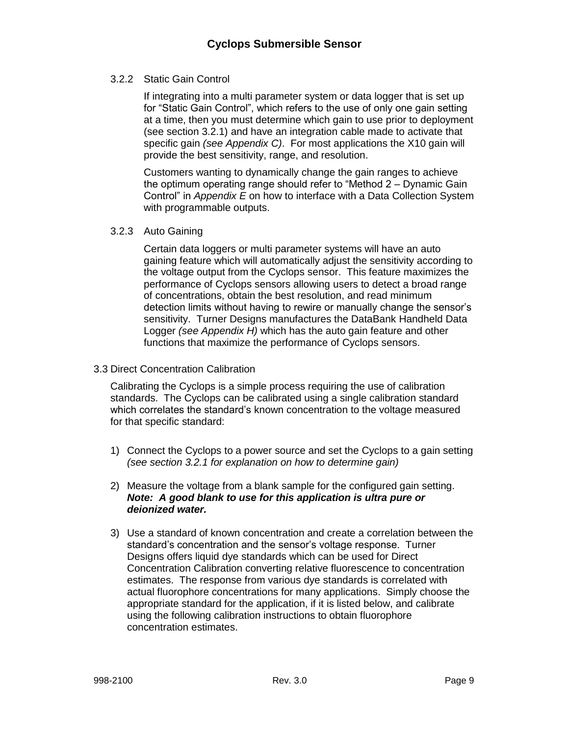### 3.2.2 Static Gain Control

If integrating into a multi parameter system or data logger that is set up for "Static Gain Control", which refers to the use of only one gain setting at a time, then you must determine which gain to use prior to deployment (see section 3.2.1) and have an integration cable made to activate that specific gain *(see Appendix C)*. For most applications the X10 gain will provide the best sensitivity, range, and resolution.

Customers wanting to dynamically change the gain ranges to achieve the optimum operating range should refer to "Method 2 – Dynamic Gain Control" in *Appendix E* on how to interface with a Data Collection System with programmable outputs.

### 3.2.3 Auto Gaining

Certain data loggers or multi parameter systems will have an auto gaining feature which will automatically adjust the sensitivity according to the voltage output from the Cyclops sensor. This feature maximizes the performance of Cyclops sensors allowing users to detect a broad range of concentrations, obtain the best resolution, and read minimum detection limits without having to rewire or manually change the sensor's sensitivity. Turner Designs manufactures the DataBank Handheld Data Logger *(see Appendix H)* which has the auto gain feature and other functions that maximize the performance of Cyclops sensors.

## 3.3 Direct Concentration Calibration

Calibrating the Cyclops is a simple process requiring the use of calibration standards. The Cyclops can be calibrated using a single calibration standard which correlates the standard's known concentration to the voltage measured for that specific standard:

1) Connect the Cyclops to a power source and set the Cyclops to a gain setting *(see section 3.2.1 for explanation on how to determine gain)*

2) Measure the voltage from a blank sample for the configured gain setting. ***Note: A good blank to use for this application is ultra pure or deionized water.***

3) Use a standard of known concentration and create a correlation between the standard's concentration and the sensor's voltage response. Turner Designs offers liquid dye standards which can be used for Direct Concentration Calibration converting relative fluorescence to concentration estimates. The response from various dye standards is correlated with actual fluorophore concentrations for many applications. Simply choose the appropriate standard for the application, if it is listed below, and calibrate using the following calibration instructions to obtain fluorophore concentration estimates.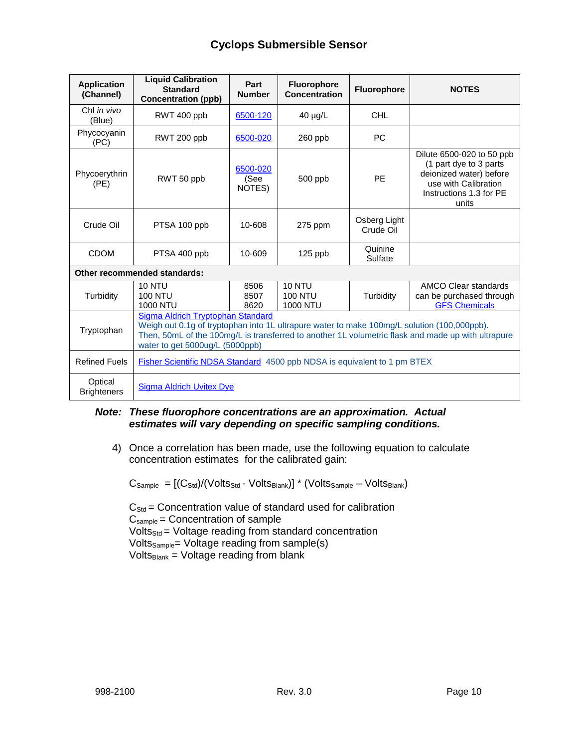# Cyclops Submersible Sensor

| Application (Channel) | Liquid Calibration Standard Concentration (ppb) | Part Number | Fluorophore Concentration | Fluorophore | NOTES |
|---|---|---|---|---|---|
| Chl *in vivo* (Blue) | RWT 400 ppb | 6500-120 | 40 µg/L | CHL | |
| Phycocyanin (PC) | RWT 200 ppb | 6500-020 | 260 ppb | PC | |
| Phycoerythrin (PE) | RWT 50 ppb | 6500-020 (See NOTES) | 500 ppb | PE | Dilute 6500-020 to 50 ppb (1 part dye to 3 parts deionized water) before use with Calibration Instructions 1.3 for PE units |
| Crude Oil | PTSA 100 ppb | 10-608 | 275 ppm | Osberg Light Crude Oil | |
| CDOM | PTSA 400 ppb | 10-609 | 125 ppb | Quinine Sulfate | |
| **Other recommended standards:** | | | | | |
| Turbidity | 10 NTU<br>100 NTU<br>1000 NTU | 8506<br>8507<br>8620 | 10 NTU<br>100 NTU<br>1000 NTU | Turbidity | AMCO Clear standards can be purchased through GFS Chemicals |
| Tryptophan | Sigma Aldrich Tryptophan Standard<br>Weigh out 0.1g of tryptophan into 1L ultrapure water to make 100mg/L solution (100,000ppb). Then, 50mL of the 100mg/L is transferred to another 1L volumetric flask and made up with ultrapure water to get 5000ug/L (5000ppb) | | | | |
| Refined Fuels | Fisher Scientific NDSA Standard 4500 ppb NDSA is equivalent to 1 pm BTEX | | | | |
| Optical Brighteners | Sigma Aldrich Uvitex Dye | | | | |

***Note:* *These fluorophore concentrations are an approximation. Actual estimates will vary depending on specific sampling conditions.***

4) Once a correlation has been made, use the following equation to calculate concentration estimates for the calibrated gain:

$$C_{Sample} = [(C_{Std})/(Volts_{Std} - Volts_{Blank})] * (Volts_{Sample} - Volts_{Blank})$$

$C_{Std}$ = Concentration value of standard used for calibration
$C_{sample}$ = Concentration of sample
$Volts_{Std}$ = Voltage reading from standard concentration
$Volts_{Sample}$ = Voltage reading from sample(s)
$Volts_{Blank}$ = Voltage reading from blank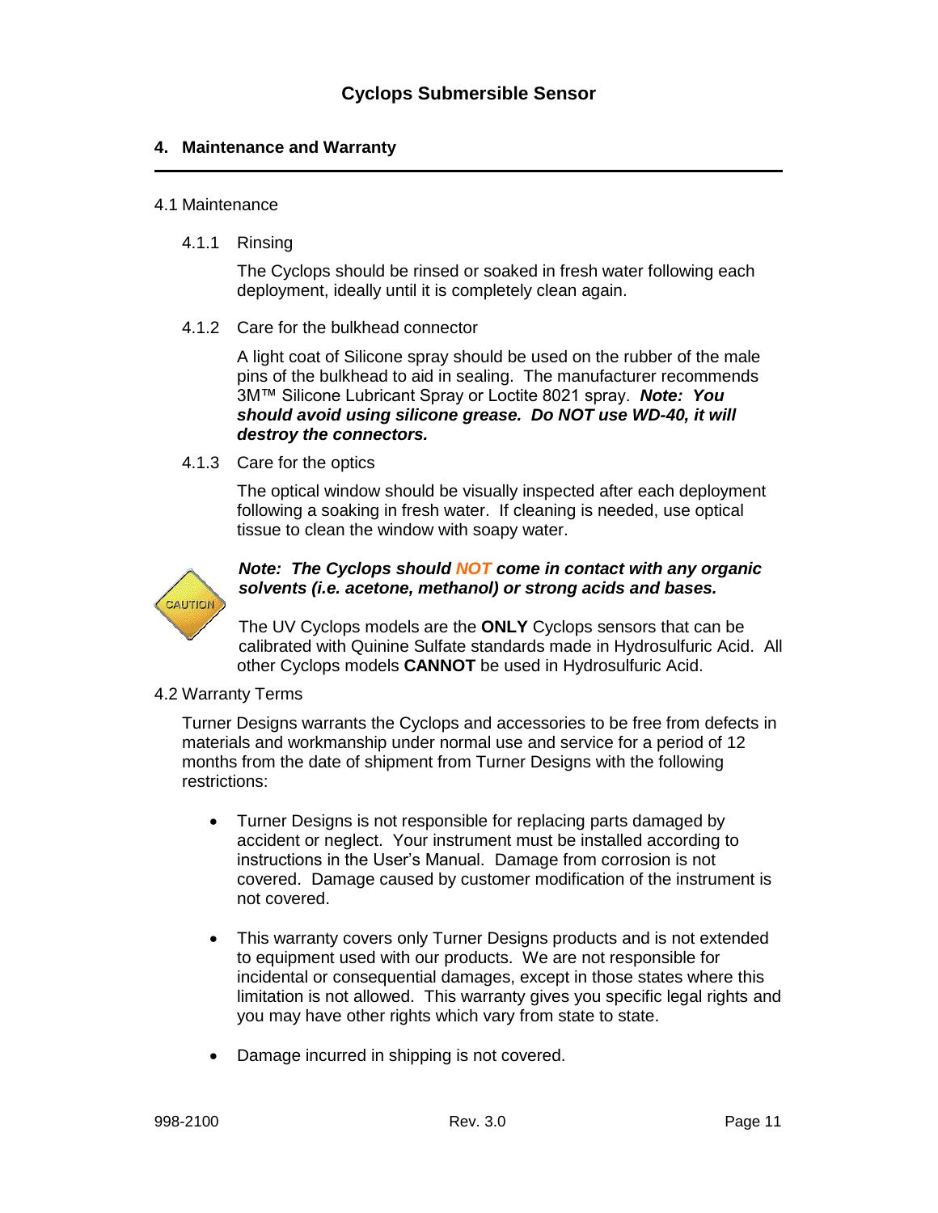## Cyclops Submersible Sensor

### 4. Maintenance and Warranty

#### 4.1 Maintenance

##### 4.1.1 Rinsing

The Cyclops should be rinsed or soaked in fresh water following each deployment, ideally until it is completely clean again.

##### 4.1.2 Care for the bulkhead connector

A light coat of Silicone spray should be used on the rubber of the male pins of the bulkhead to aid in sealing. The manufacturer recommends 3M™ Silicone Lubricant Spray or Loctite 8021 spray. ***Note: You should avoid using silicone grease. Do NOT use WD-40, it will destroy the connectors.***

##### 4.1.3 Care for the optics

The optical window should be visually inspected after each deployment following a soaking in fresh water. If cleaning is needed, use optical tissue to clean the window with soapy water.

CAUTION

***Note: The Cyclops should NOT come in contact with any organic solvents (i.e. acetone, methanol) or strong acids and bases.***

The UV Cyclops models are the **ONLY** Cyclops sensors that can be calibrated with Quinine Sulfate standards made in Hydrosulfuric Acid. All other Cyclops models **CANNOT** be used in Hydrosulfuric Acid.

#### 4.2 Warranty Terms

Turner Designs warrants the Cyclops and accessories to be free from defects in materials and workmanship under normal use and service for a period of 12 months from the date of shipment from Turner Designs with the following restrictions:

- Turner Designs is not responsible for replacing parts damaged by accident or neglect. Your instrument must be installed according to instructions in the User's Manual. Damage from corrosion is not covered. Damage caused by customer modification of the instrument is not covered.

- This warranty covers only Turner Designs products and is not extended to equipment used with our products. We are not responsible for incidental or consequential damages, except in those states where this limitation is not allowed. This warranty gives you specific legal rights and you may have other rights which vary from state to state.

- Damage incurred in shipping is not covered.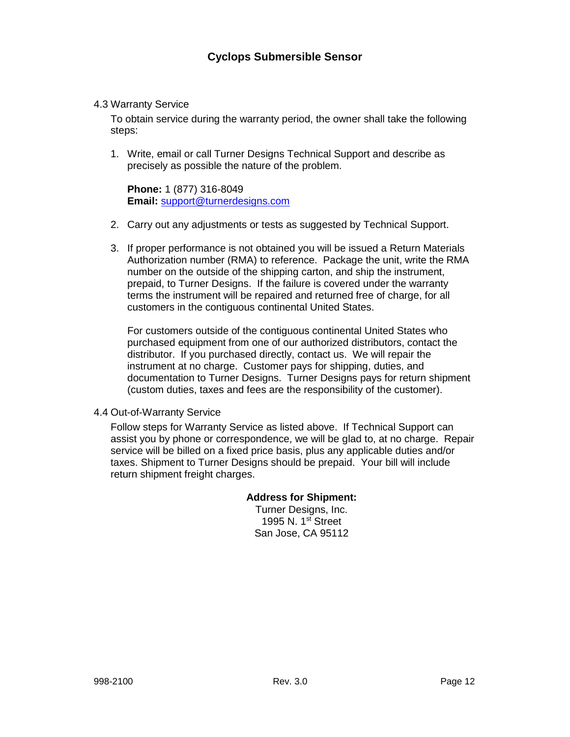### 4.3 Warranty Service

To obtain service during the warranty period, the owner shall take the following steps:

1. Write, email or call Turner Designs Technical Support and describe as precisely as possible the nature of the problem.

   **Phone:** 1 (877) 316-8049
   **Email:** support@turnerdesigns.com

2. Carry out any adjustments or tests as suggested by Technical Support.

3. If proper performance is not obtained you will be issued a Return Materials Authorization number (RMA) to reference. Package the unit, write the RMA number on the outside of the shipping carton, and ship the instrument, prepaid, to Turner Designs. If the failure is covered under the warranty terms the instrument will be repaired and returned free of charge, for all customers in the contiguous continental United States.

   For customers outside of the contiguous continental United States who purchased equipment from one of our authorized distributors, contact the distributor. If you purchased directly, contact us. We will repair the instrument at no charge. Customer pays for shipping, duties, and documentation to Turner Designs. Turner Designs pays for return shipment (custom duties, taxes and fees are the responsibility of the customer).

### 4.4 Out-of-Warranty Service

Follow steps for Warranty Service as listed above. If Technical Support can assist you by phone or correspondence, we will be glad to, at no charge. Repair service will be billed on a fixed price basis, plus any applicable duties and/or taxes. Shipment to Turner Designs should be prepaid. Your bill will include return shipment freight charges.

**Address for Shipment:**
Turner Designs, Inc.
1995 N. 1st Street
San Jose, CA 95112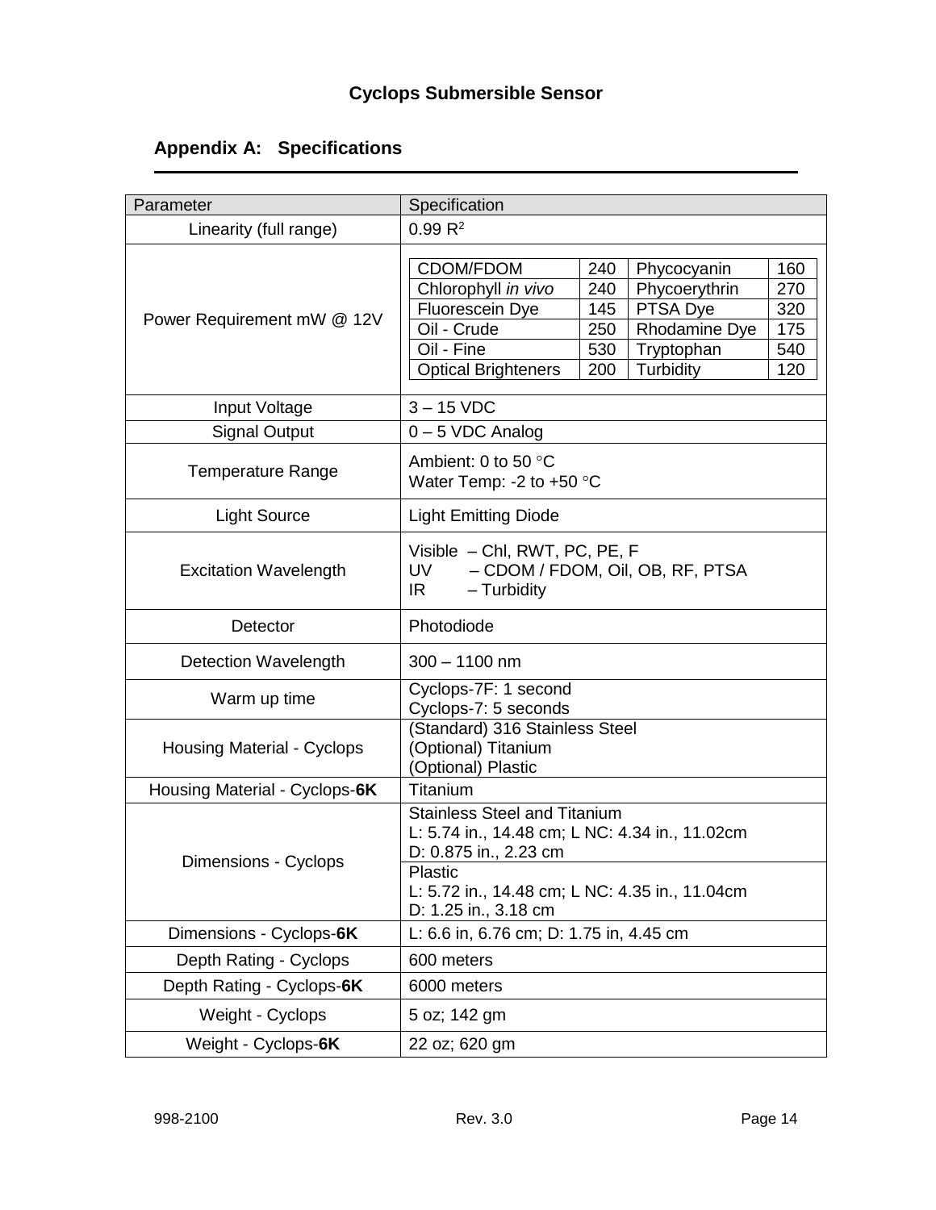**Cyclops Submersible Sensor**

## Appendix A: Specifications

| Parameter | Specification |
| --- | --- |
| Linearity (full range) | 0.99 $R^2$ |
| Power Requirement mW @ 12V | CDOM/FDOM 240; Chlorophyll *in vivo* 240; Fluorescein Dye 145; Oil - Crude 250; Oil - Fine 530; Optical Brighteners 200; Phycocyanin 160; Phycoerythrin 270; PTSA Dye 320; Rhodamine Dye 175; Tryptophan 540; Turbidity 120 |
| Input Voltage | 3 – 15 VDC |
| Signal Output | 0 – 5 VDC Analog |
| Temperature Range | Ambient: 0 to 50 °C<br>Water Temp: -2 to +50 °C |
| Light Source | Light Emitting Diode |
| Excitation Wavelength | Visible – Chl, RWT, PC, PE, F<br>UV – CDOM / FDOM, Oil, OB, RF, PTSA<br>IR – Turbidity |
| Detector | Photodiode |
| Detection Wavelength | 300 – 1100 nm |
| Warm up time | Cyclops-7F: 1 second<br>Cyclops-7: 5 seconds |
| Housing Material - Cyclops | (Standard) 316 Stainless Steel<br>(Optional) Titanium<br>(Optional) Plastic |
| Housing Material - Cyclops-**6K** | Titanium |
| Dimensions - Cyclops | Stainless Steel and Titanium<br>L: 5.74 in., 14.48 cm; L NC: 4.34 in., 11.02cm<br>D: 0.875 in., 2.23 cm<br>Plastic<br>L: 5.72 in., 14.48 cm; L NC: 4.35 in., 11.04cm<br>D: 1.25 in., 3.18 cm |
| Dimensions - Cyclops-**6K** | L: 6.6 in, 6.76 cm; D: 1.75 in, 4.45 cm |
| Depth Rating - Cyclops | 600 meters |
| Depth Rating - Cyclops-**6K** | 6000 meters |
| Weight - Cyclops | 5 oz; 142 gm |
| Weight - Cyclops-**6K** | 22 oz; 620 gm |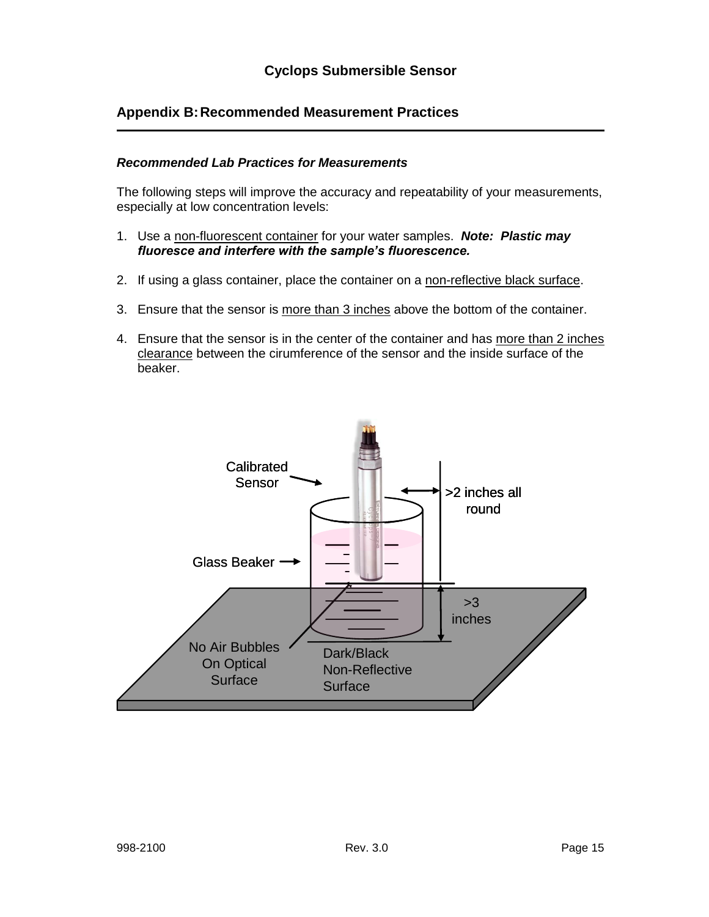## Appendix B: Recommended Measurement Practices

### *Recommended Lab Practices for Measurements*

The following steps will improve the accuracy and repeatability of your measurements, especially at low concentration levels:

1. Use a <u>non-fluorescent container</u> for your water samples. ***Note: Plastic may fluoresce and interfere with the sample's fluorescence.***

2. If using a glass container, place the container on a <u>non-reflective black surface</u>.

3. Ensure that the sensor is <u>more than 3 inches</u> above the bottom of the container.

4. Ensure that the sensor is in the center of the container and has <u>more than 2 inches clearance</u> between the cirumference of the sensor and the inside surface of the beaker.

Calibrated Sensor

>2 inches all round

Glass Beaker

>3 inches

No Air Bubbles On Optical Surface

Dark/Black Non-Reflective Surface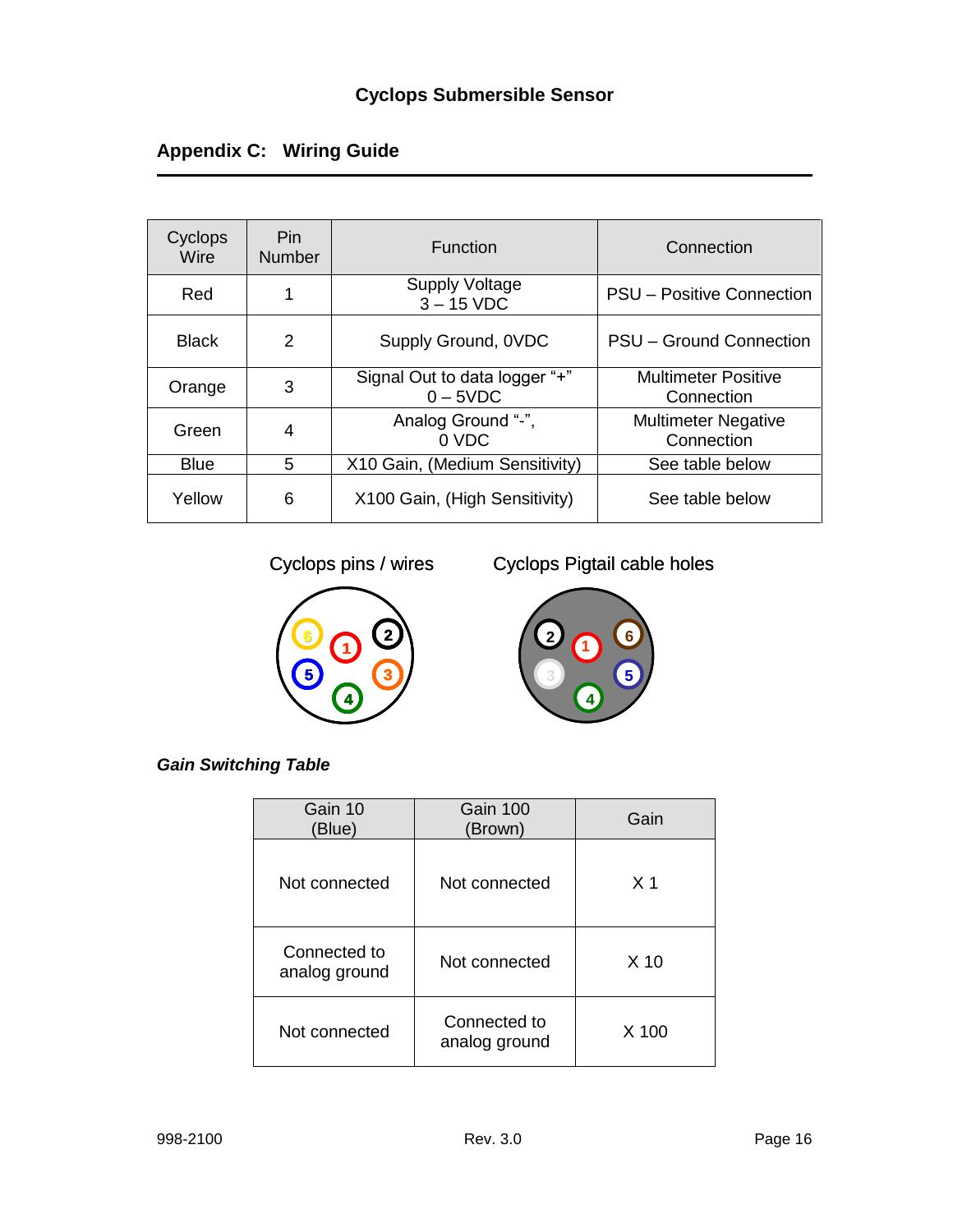## Appendix C: Wiring Guide

| Cyclops Wire | Pin Number | Function | Connection |
|---|---|---|---|
| Red | 1 | Supply Voltage 3 – 15 VDC | PSU – Positive Connection |
| Black | 2 | Supply Ground, 0VDC | PSU – Ground Connection |
| Orange | 3 | Signal Out to data logger "+" 0 – 5VDC | Multimeter Positive Connection |
| Green | 4 | Analog Ground "-", 0 VDC | Multimeter Negative Connection |
| Blue | 5 | X10 Gain, (Medium Sensitivity) | See table below |
| Yellow | 6 | X100 Gain, (High Sensitivity) | See table below |

Cyclops pins / wires

Cyclops Pigtail cable holes

***Gain Switching Table***

| Gain 10 (Blue) | Gain 100 (Brown) | Gain |
|---|---|---|
| Not connected | Not connected | X 1 |
| Connected to analog ground | Not connected | X 10 |
| Not connected | Connected to analog ground | X 100 |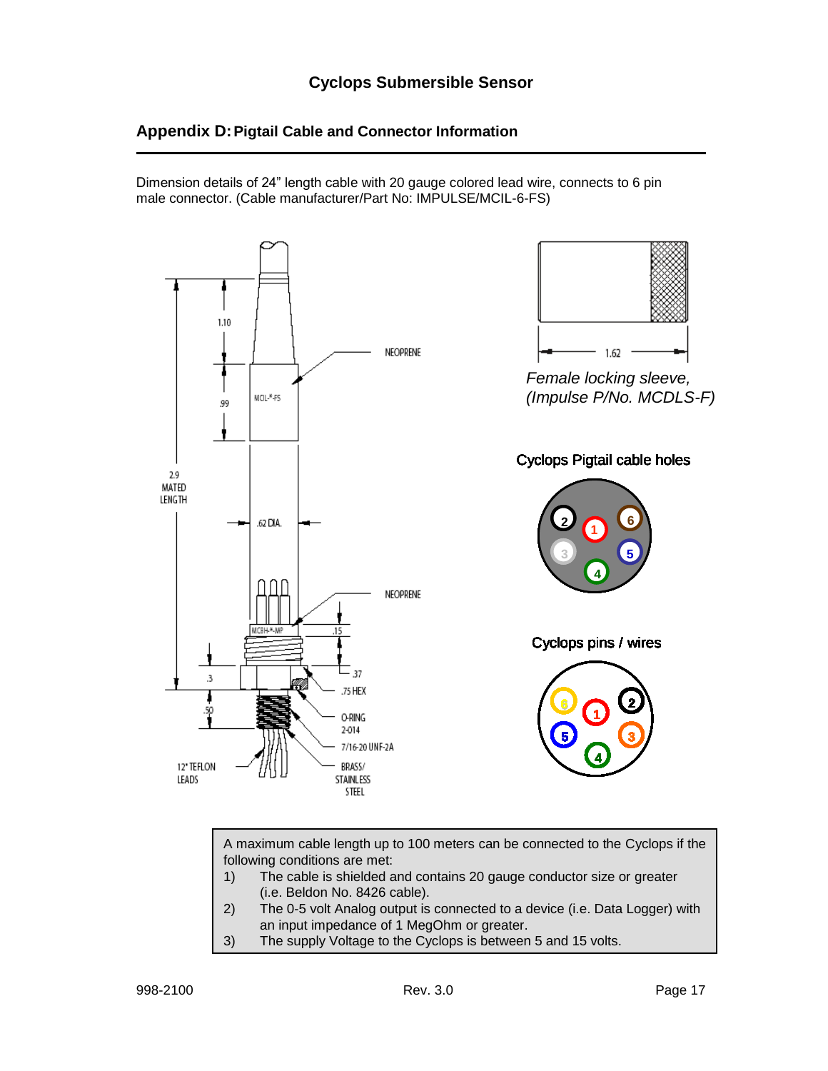## Appendix D: Pigtail Cable and Connector Information

Dimension details of 24" length cable with 20 gauge colored lead wire, connects to 6 pin male connector. (Cable manufacturer/Part No: IMPULSE/MCIL-6-FS)

1.10

.99

MCIL-*-FS

NEOPRENE

2.9 MATED LENGTH

.62 DIA.

NEOPRENE

MCBH-*-MP

.15

.3

.37

.75 HEX

.50

O-RING 2-014

7/16-20 UNF-2A

12" TEFLON LEADS

BRASS/ STAINLESS STEEL

1.62

*Female locking sleeve, (Impulse P/No. MCDLS-F)*

Cyclops Pigtail cable holes

Cyclops pins / wires

A maximum cable length up to 100 meters can be connected to the Cyclops if the following conditions are met:

1) The cable is shielded and contains 20 gauge conductor size or greater (i.e. Beldon No. 8426 cable).
2) The 0-5 volt Analog output is connected to a device (i.e. Data Logger) with an input impedance of 1 MegOhm or greater.
3) The supply Voltage to the Cyclops is between 5 and 15 volts.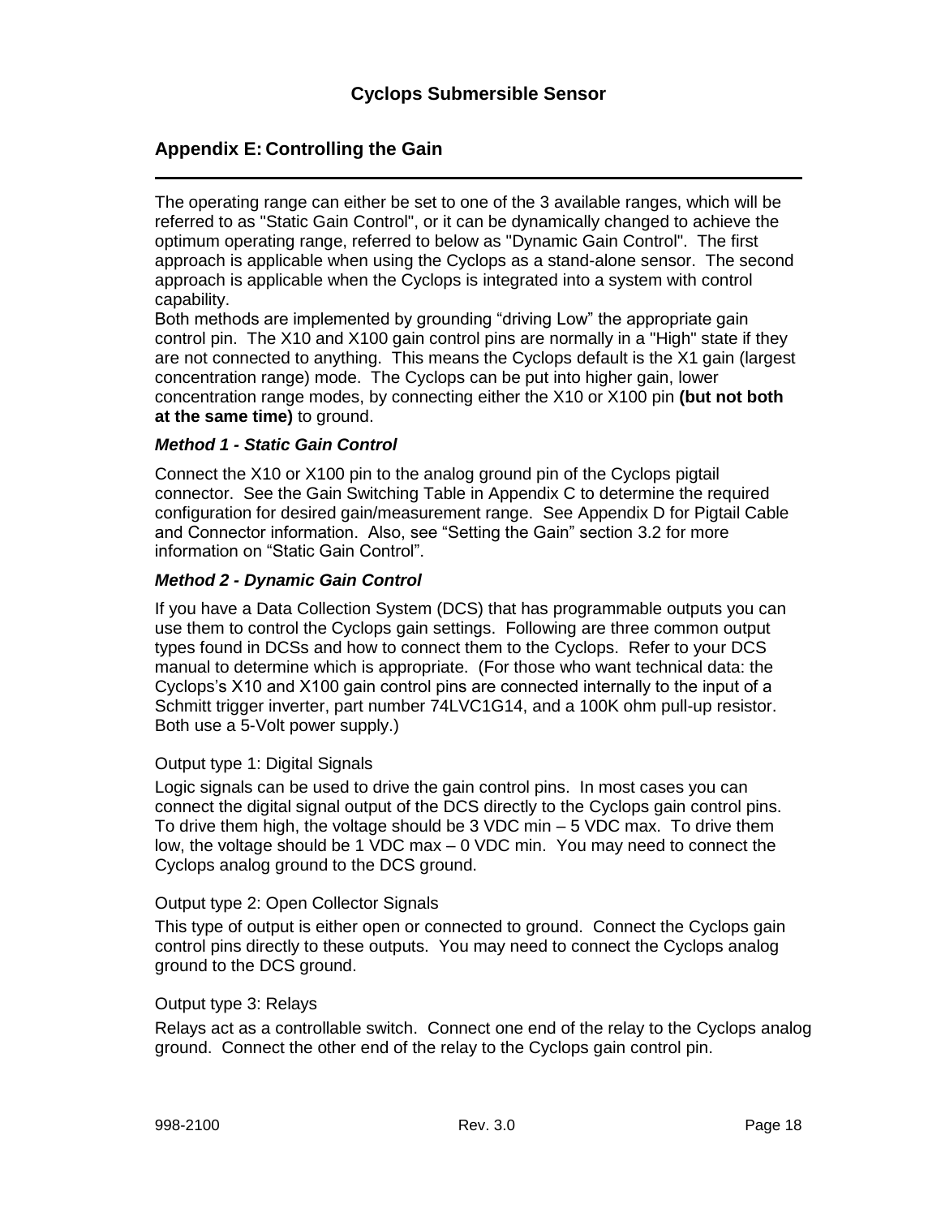## Appendix E: Controlling the Gain

The operating range can either be set to one of the 3 available ranges, which will be referred to as "Static Gain Control", or it can be dynamically changed to achieve the optimum operating range, referred to below as "Dynamic Gain Control". The first approach is applicable when using the Cyclops as a stand-alone sensor. The second approach is applicable when the Cyclops is integrated into a system with control capability.

Both methods are implemented by grounding "driving Low" the appropriate gain control pin. The X10 and X100 gain control pins are normally in a "High" state if they are not connected to anything. This means the Cyclops default is the X1 gain (largest concentration range) mode. The Cyclops can be put into higher gain, lower concentration range modes, by connecting either the X10 or X100 pin **(but not both at the same time)** to ground.

### *Method 1 - Static Gain Control*

Connect the X10 or X100 pin to the analog ground pin of the Cyclops pigtail connector. See the Gain Switching Table in Appendix C to determine the required configuration for desired gain/measurement range. See Appendix D for Pigtail Cable and Connector information. Also, see "Setting the Gain" section 3.2 for more information on "Static Gain Control".

### *Method 2 - Dynamic Gain Control*

If you have a Data Collection System (DCS) that has programmable outputs you can use them to control the Cyclops gain settings. Following are three common output types found in DCSs and how to connect them to the Cyclops. Refer to your DCS manual to determine which is appropriate. (For those who want technical data: the Cyclops's X10 and X100 gain control pins are connected internally to the input of a Schmitt trigger inverter, part number 74LVC1G14, and a 100K ohm pull-up resistor. Both use a 5-Volt power supply.)

Output type 1: Digital Signals

Logic signals can be used to drive the gain control pins. In most cases you can connect the digital signal output of the DCS directly to the Cyclops gain control pins. To drive them high, the voltage should be 3 VDC min – 5 VDC max. To drive them low, the voltage should be 1 VDC max – 0 VDC min. You may need to connect the Cyclops analog ground to the DCS ground.

Output type 2: Open Collector Signals

This type of output is either open or connected to ground. Connect the Cyclops gain control pins directly to these outputs. You may need to connect the Cyclops analog ground to the DCS ground.

Output type 3: Relays

Relays act as a controllable switch. Connect one end of the relay to the Cyclops analog ground. Connect the other end of the relay to the Cyclops gain control pin.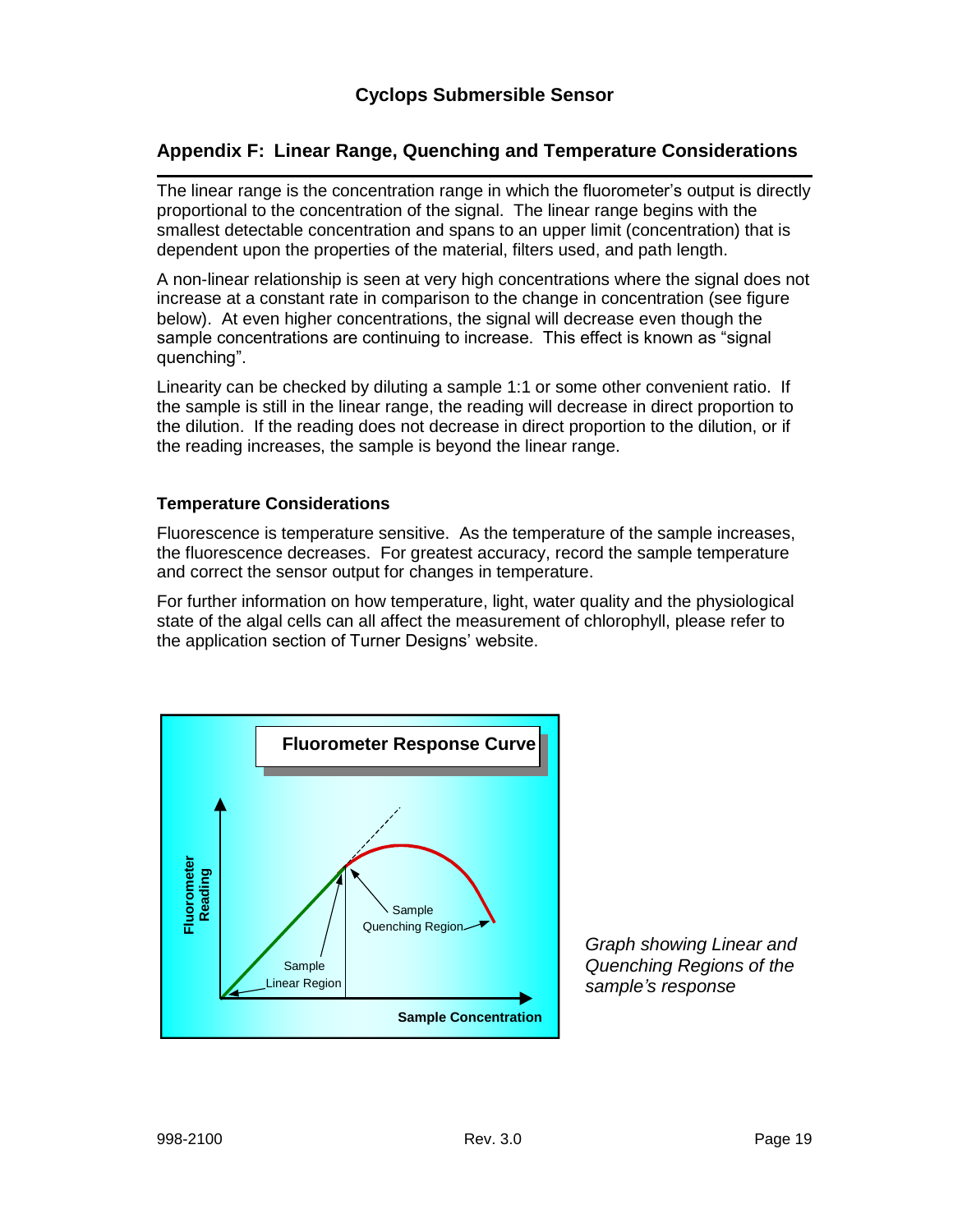## Appendix F: Linear Range, Quenching and Temperature Considerations

The linear range is the concentration range in which the fluorometer's output is directly proportional to the concentration of the signal. The linear range begins with the smallest detectable concentration and spans to an upper limit (concentration) that is dependent upon the properties of the material, filters used, and path length.

A non-linear relationship is seen at very high concentrations where the signal does not increase at a constant rate in comparison to the change in concentration (see figure below). At even higher concentrations, the signal will decrease even though the sample concentrations are continuing to increase. This effect is known as "signal quenching".

Linearity can be checked by diluting a sample 1:1 or some other convenient ratio. If the sample is still in the linear range, the reading will decrease in direct proportion to the dilution. If the reading does not decrease in direct proportion to the dilution, or if the reading increases, the sample is beyond the linear range.

### Temperature Considerations

Fluorescence is temperature sensitive. As the temperature of the sample increases, the fluorescence decreases. For greatest accuracy, record the sample temperature and correct the sensor output for changes in temperature.

For further information on how temperature, light, water quality and the physiological state of the algal cells can all affect the measurement of chlorophyll, please refer to the application section of Turner Designs' website.

**Fluorometer Response Curve**

Fluorometer Reading

Sample Concentration

Sample Linear Region

Sample Quenching Region

*Graph showing Linear and Quenching Regions of the sample's response*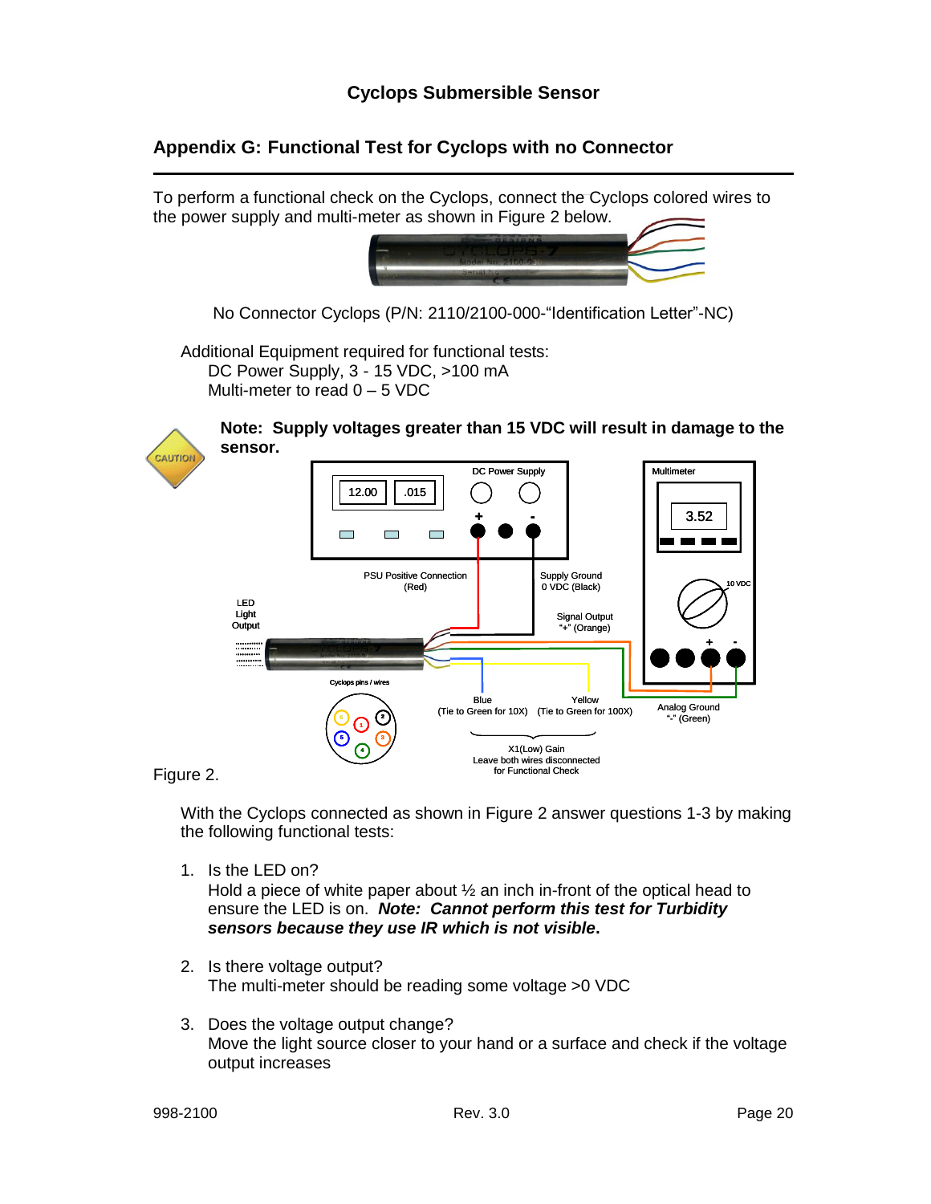## Appendix G: Functional Test for Cyclops with no Connector

To perform a functional check on the Cyclops, connect the Cyclops colored wires to the power supply and multi-meter as shown in Figure 2 below.

No Connector Cyclops (P/N: 2110/2100-000-"Identification Letter"-NC)

Additional Equipment required for functional tests:
- DC Power Supply, 3 - 15 VDC, >100 mA
- Multi-meter to read 0 – 5 VDC

CAUTION

**Note: Supply voltages greater than 15 VDC will result in damage to the sensor.**

Figure 2.

With the Cyclops connected as shown in Figure 2 answer questions 1-3 by making the following functional tests:

1. Is the LED on?
   Hold a piece of white paper about ½ an inch in-front of the optical head to ensure the LED is on. ***Note: Cannot perform this test for Turbidity sensors because they use IR which is not visible.***

2. Is there voltage output?
   The multi-meter should be reading some voltage >0 VDC

3. Does the voltage output change?
   Move the light source closer to your hand or a surface and check if the voltage output increases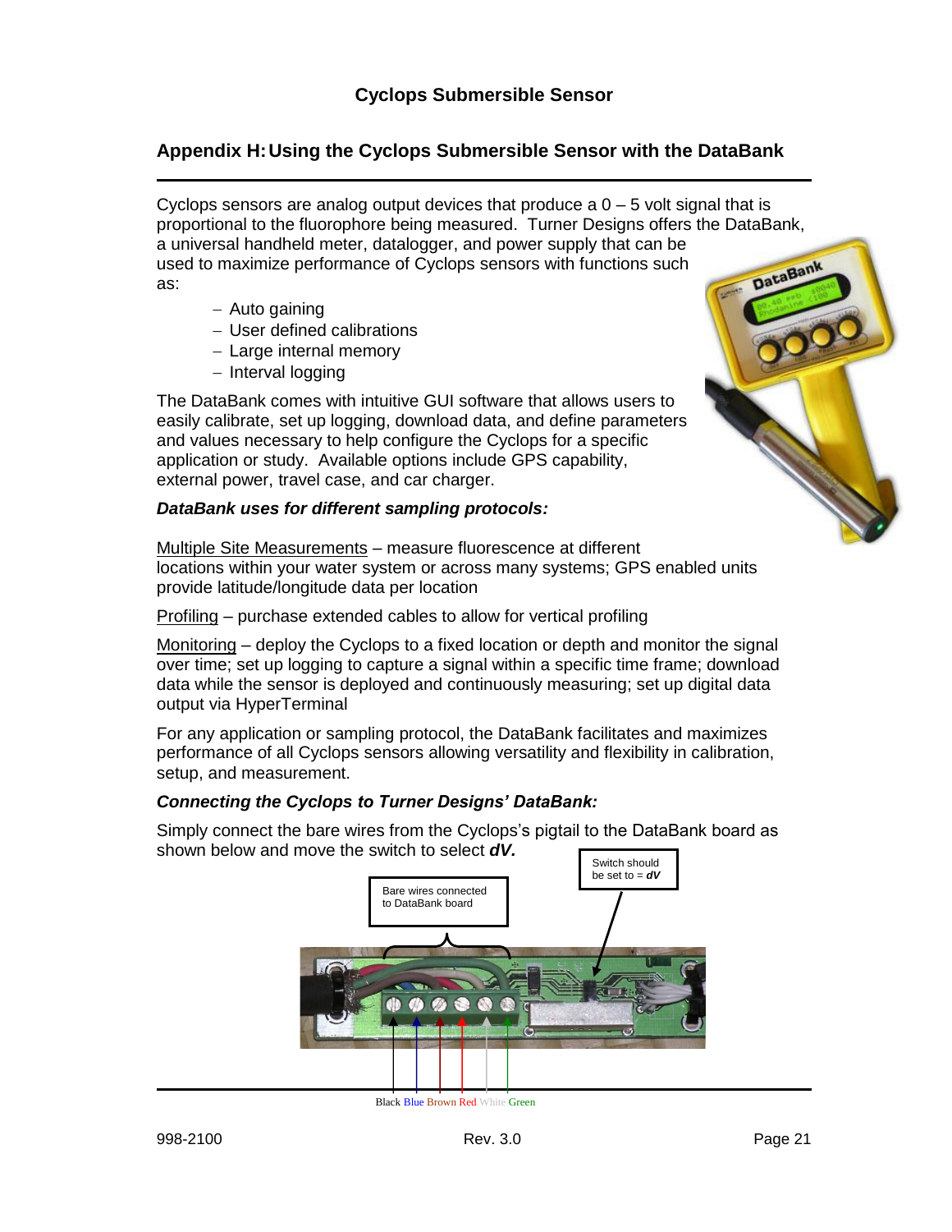## Appendix H: Using the Cyclops Submersible Sensor with the DataBank

Cyclops sensors are analog output devices that produce a 0 – 5 volt signal that is proportional to the fluorophore being measured. Turner Designs offers the DataBank, a universal handheld meter, datalogger, and power supply that can be used to maximize performance of Cyclops sensors with functions such as:

- Auto gaining
- User defined calibrations
- Large internal memory
- Interval logging

The DataBank comes with intuitive GUI software that allows users to easily calibrate, set up logging, download data, and define parameters and values necessary to help configure the Cyclops for a specific application or study. Available options include GPS capability, external power, travel case, and car charger.

***DataBank uses for different sampling protocols:***

Multiple Site Measurements – measure fluorescence at different locations within your water system or across many systems; GPS enabled units provide latitude/longitude data per location

Profiling – purchase extended cables to allow for vertical profiling

Monitoring – deploy the Cyclops to a fixed location or depth and monitor the signal over time; set up logging to capture a signal within a specific time frame; download data while the sensor is deployed and continuously measuring; set up digital data output via HyperTerminal

For any application or sampling protocol, the DataBank facilitates and maximizes performance of all Cyclops sensors allowing versatility and flexibility in calibration, setup, and measurement.

***Connecting the Cyclops to Turner Designs' DataBank:***

Simply connect the bare wires from the Cyclops's pigtail to the DataBank board as shown below and move the switch to select ***dV.***

Bare wires connected to DataBank board

Switch should be set to = ***dV***

Black Blue Brown Red White Green